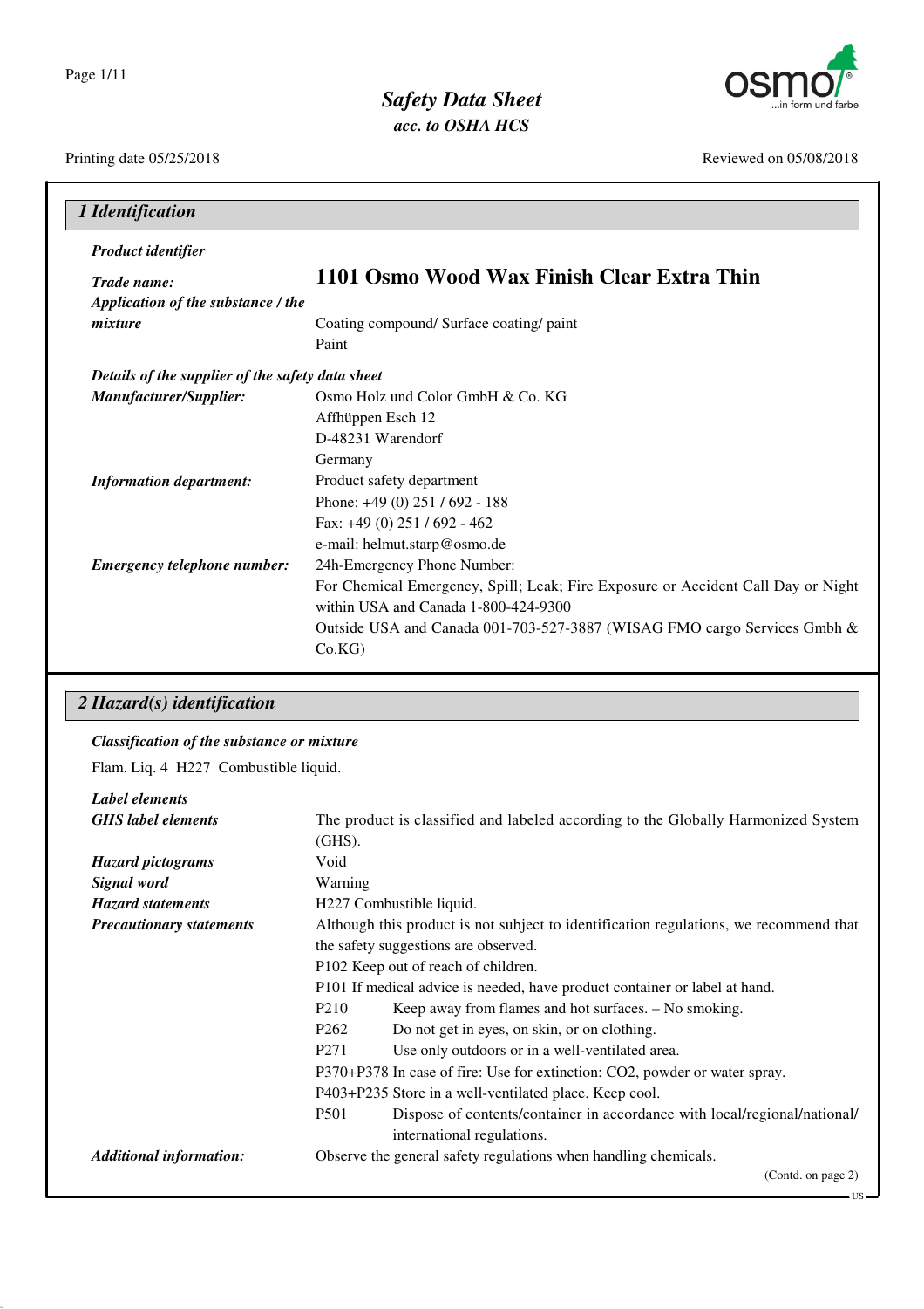# Safety Data Sheet
*acc. to OSHA HCS*

Printing date 05/25/2018 Reviewed on 05/08/2018

## 1 Identification

***Product identifier***

***Trade name:*** **1101 Osmo Wood Wax Finish Clear Extra Thin**

***Application of the substance / the mixture*** Coating compound/ Surface coating/ paint
Paint

***Details of the supplier of the safety data sheet***

***Manufacturer/Supplier:***
Osmo Holz und Color GmbH & Co. KG
Affhüppen Esch 12
D-48231 Warendorf
Germany

***Information department:***
Product safety department
Phone: +49 (0) 251 / 692 - 188
Fax: +49 (0) 251 / 692 - 462
e-mail: helmut.starp@osmo.de

***Emergency telephone number:***
24h-Emergency Phone Number:
For Chemical Emergency, Spill; Leak; Fire Exposure or Accident Call Day or Night within USA and Canada 1-800-424-9300
Outside USA and Canada 001-703-527-3887 (WISAG FMO cargo Services Gmbh & Co.KG)

## 2 Hazard(s) identification

***Classification of the substance or mixture***

Flam. Liq. 4 H227 Combustible liquid.

***Label elements***

***GHS label elements*** The product is classified and labeled according to the Globally Harmonized System (GHS).

***Hazard pictograms*** Void

***Signal word*** Warning

***Hazard statements*** H227 Combustible liquid.

***Precautionary statements*** Although this product is not subject to identification regulations, we recommend that the safety suggestions are observed.

P102 Keep out of reach of children.
P101 If medical advice is needed, have product container or label at hand.
P210 Keep away from flames and hot surfaces. – No smoking.
P262 Do not get in eyes, on skin, or on clothing.
P271 Use only outdoors or in a well-ventilated area.
P370+P378 In case of fire: Use for extinction: $CO_2$, powder or water spray.
P403+P235 Store in a well-ventilated place. Keep cool.
P501 Dispose of contents/container in accordance with local/regional/national/ international regulations.

***Additional information:*** Observe the general safety regulations when handling chemicals.

(Contd. on page 2)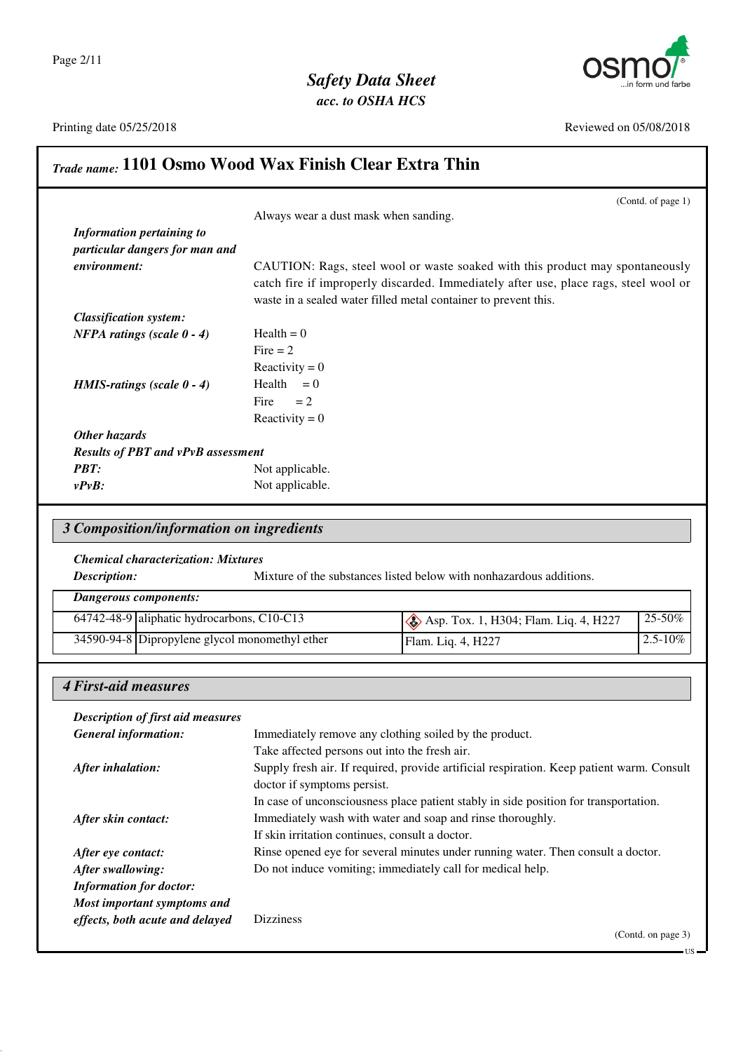## Trade name: 1101 Osmo Wood Wax Finish Clear Extra Thin

(Contd. of page 1)

Always wear a dust mask when sanding.

***Information pertaining to particular dangers for man and environment:*** CAUTION: Rags, steel wool or waste soaked with this product may spontaneously catch fire if improperly discarded. Immediately after use, place rags, steel wool or waste in a sealed water filled metal container to prevent this.

***Classification system:***

***NFPA ratings (scale 0 - 4)***
Health = 0
Fire = 2
Reactivity = 0

***HMIS-ratings (scale 0 - 4)***
Health = 0
Fire = 2
Reactivity = 0

***Other hazards***

***Results of PBT and vPvB assessment***

***PBT:*** Not applicable.

***vPvB:*** Not applicable.

## 3 Composition/information on ingredients

***Chemical characterization: Mixtures***

***Description:*** Mixture of the substances listed below with nonhazardous additions.

***Dangerous components:***

| | | | |
|---|---|---|---|
| 64742-48-9 | aliphatic hydrocarbons, C10-C13 | Asp. Tox. 1, H304; Flam. Liq. 4, H227 | 25-50% |
| 34590-94-8 | Dipropylene glycol monomethyl ether | Flam. Liq. 4, H227 | 2.5-10% |

## 4 First-aid measures

***Description of first aid measures***

***General information:*** Immediately remove any clothing soiled by the product.
Take affected persons out into the fresh air.

***After inhalation:*** Supply fresh air. If required, provide artificial respiration. Keep patient warm. Consult doctor if symptoms persist.
In case of unconsciousness place patient stably in side position for transportation.

***After skin contact:*** Immediately wash with water and soap and rinse thoroughly.
If skin irritation continues, consult a doctor.

***After eye contact:*** Rinse opened eye for several minutes under running water. Then consult a doctor.

***After swallowing:*** Do not induce vomiting; immediately call for medical help.

***Information for doctor:***

***Most important symptoms and effects, both acute and delayed*** Dizziness

(Contd. on page 3)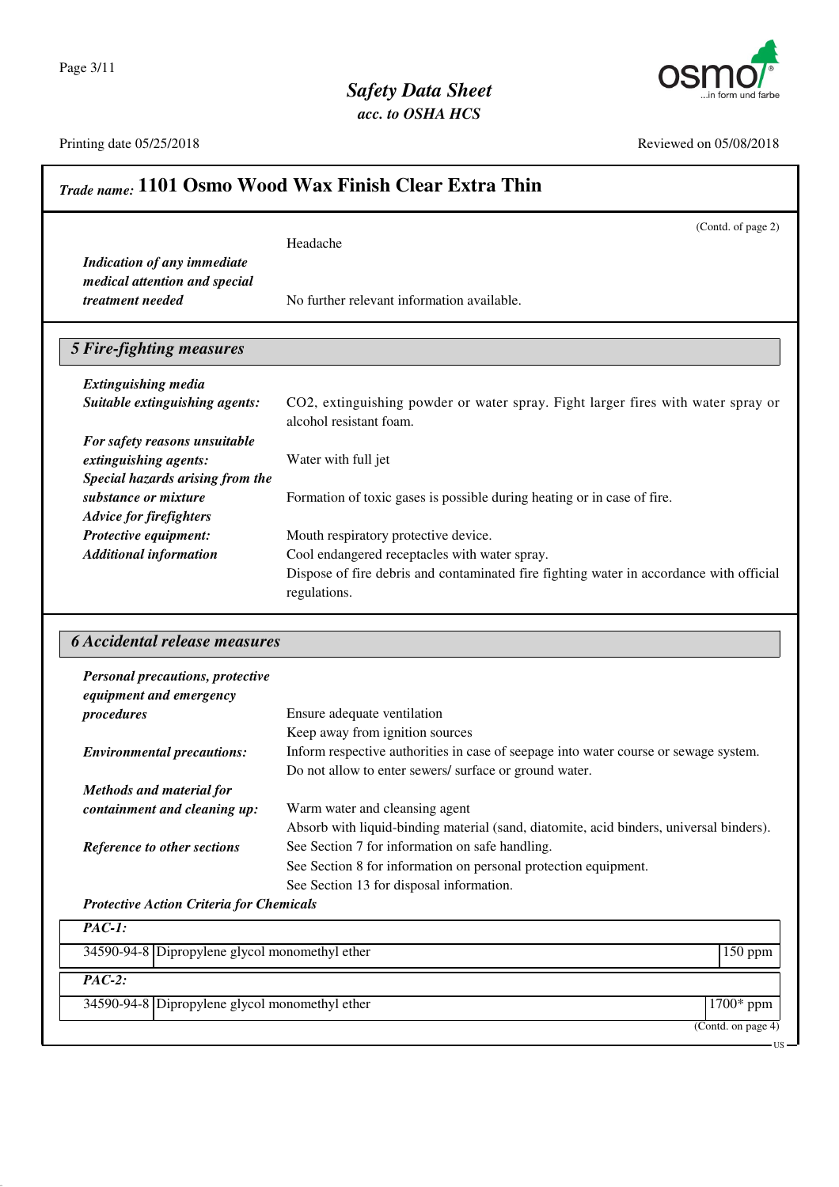**Trade name: 1101 Osmo Wood Wax Finish Clear Extra Thin**

(Contd. of page 2)

Headache

***Indication of any immediate medical attention and special treatment needed*** No further relevant information available.

## 5 Fire-fighting measures

***Extinguishing media***

***Suitable extinguishing agents:*** $CO_2$, extinguishing powder or water spray. Fight larger fires with water spray or alcohol resistant foam.

***For safety reasons unsuitable extinguishing agents:*** Water with full jet

***Special hazards arising from the substance or mixture*** Formation of toxic gases is possible during heating or in case of fire.

***Advice for firefighters***

***Protective equipment:*** Mouth respiratory protective device.

***Additional information*** Cool endangered receptacles with water spray.
Dispose of fire debris and contaminated fire fighting water in accordance with official regulations.

## 6 Accidental release measures

***Personal precautions, protective equipment and emergency procedures*** Ensure adequate ventilation
Keep away from ignition sources

***Environmental precautions:*** Inform respective authorities in case of seepage into water course or sewage system.
Do not allow to enter sewers/ surface or ground water.

***Methods and material for containment and cleaning up:*** Warm water and cleansing agent
Absorb with liquid-binding material (sand, diatomite, acid binders, universal binders).

***Reference to other sections*** See Section 7 for information on safe handling.
See Section 8 for information on personal protection equipment.
See Section 13 for disposal information.

***Protective Action Criteria for Chemicals***

| ***PAC-1:*** | | |
|---|---|---|
| 34590-94-8 | Dipropylene glycol monomethyl ether | 150 ppm |
| ***PAC-2:*** | | |
| 34590-94-8 | Dipropylene glycol monomethyl ether | 1700* ppm |

(Contd. on page 4)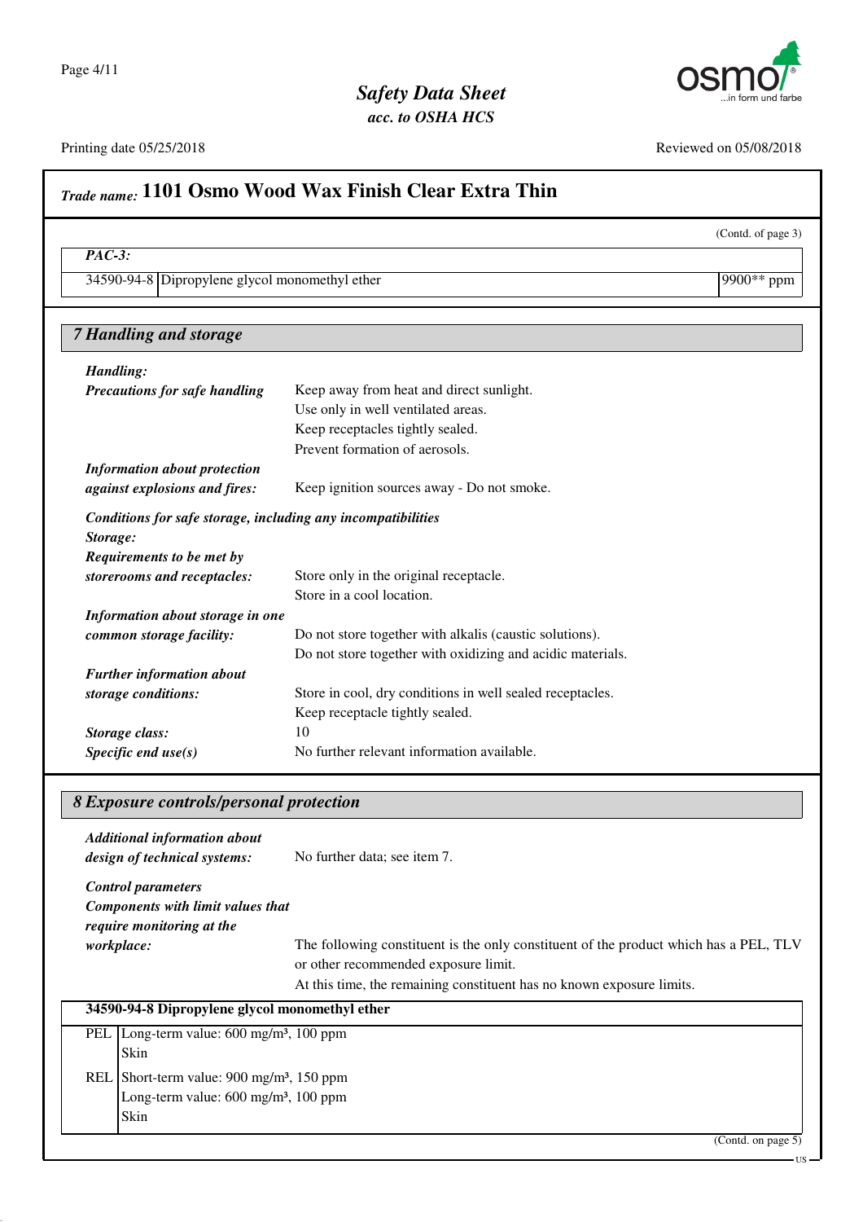## Trade name: 1101 Osmo Wood Wax Finish Clear Extra Thin

(Contd. of page 3)

| *PAC-3:* | | |
|---|---|---|
| 34590-94-8 | Dipropylene glycol monomethyl ether | 9900** ppm |

### 7 Handling and storage

***Handling:***

***Precautions for safe handling***
Keep away from heat and direct sunlight.
Use only in well ventilated areas.
Keep receptacles tightly sealed.
Prevent formation of aerosols.

***Information about protection against explosions and fires:*** Keep ignition sources away - Do not smoke.

***Conditions for safe storage, including any incompatibilities***

***Storage:***

***Requirements to be met by storerooms and receptacles:***
Store only in the original receptacle.
Store in a cool location.

***Information about storage in one common storage facility:***
Do not store together with alkalis (caustic solutions).
Do not store together with oxidizing and acidic materials.

***Further information about storage conditions:***
Store in cool, dry conditions in well sealed receptacles.
Keep receptacle tightly sealed.

***Storage class:*** 10

***Specific end use(s)*** No further relevant information available.

### 8 Exposure controls/personal protection

***Additional information about design of technical systems:*** No further data; see item 7.

***Control parameters***

***Components with limit values that require monitoring at the workplace:***
The following constituent is the only constituent of the product which has a PEL, TLV or other recommended exposure limit.
At this time, the remaining constituent has no known exposure limits.

| **34590-94-8 Dipropylene glycol monomethyl ether** | |
|---|---|
| PEL | Long-term value: 600 mg/m³, 100 ppm<br>Skin |
| REL | Short-term value: 900 mg/m³, 150 ppm<br>Long-term value: 600 mg/m³, 100 ppm<br>Skin |

(Contd. on page 5)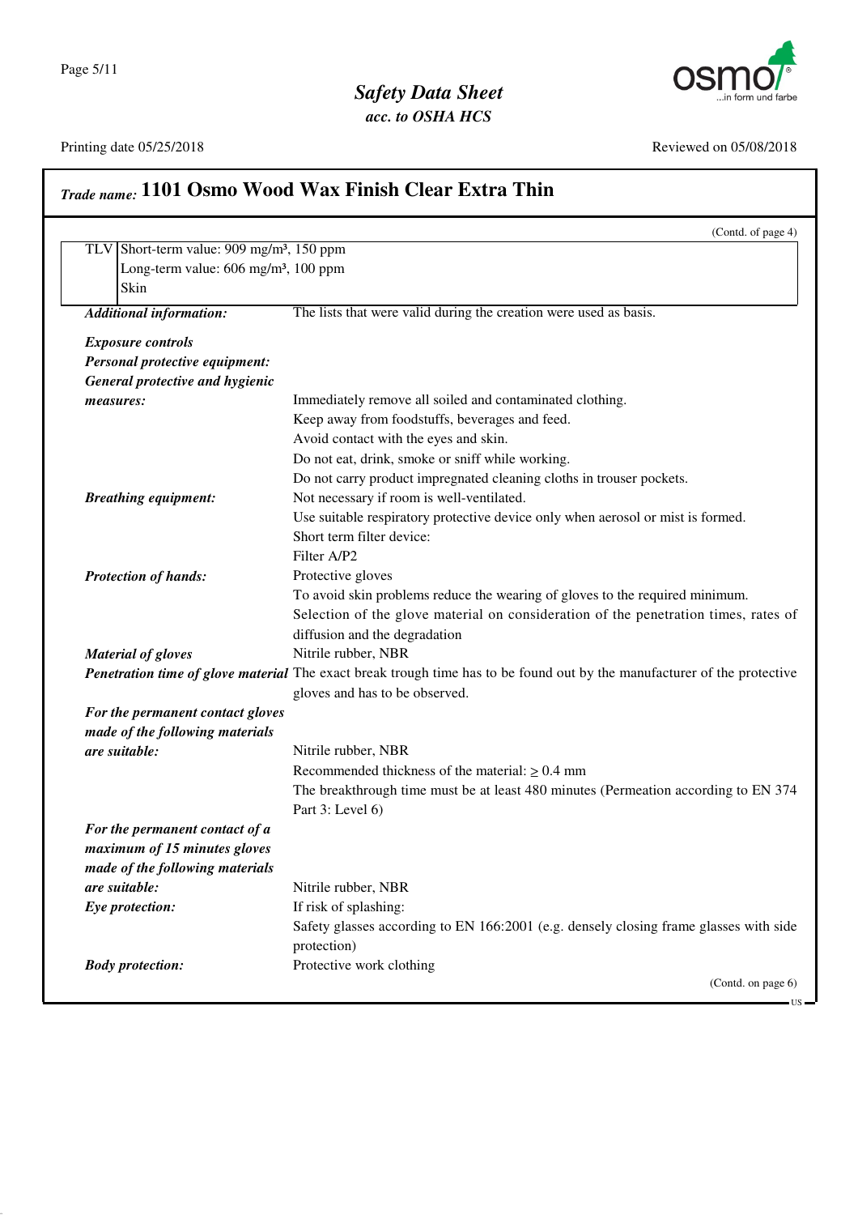## Trade name: 1101 Osmo Wood Wax Finish Clear Extra Thin

(Contd. of page 4)

| | |
|---|---|
| TLV | Short-term value: 909 mg/m³, 150 ppm<br>Long-term value: 606 mg/m³, 100 ppm<br>Skin |

***Additional information:*** The lists that were valid during the creation were used as basis.

***Exposure controls***

***Personal protective equipment:***

***General protective and hygienic measures:***
Immediately remove all soiled and contaminated clothing.
Keep away from foodstuffs, beverages and feed.
Avoid contact with the eyes and skin.
Do not eat, drink, smoke or sniff while working.
Do not carry product impregnated cleaning cloths in trouser pockets.

***Breathing equipment:***
Not necessary if room is well-ventilated.
Use suitable respiratory protective device only when aerosol or mist is formed.
Short term filter device:
Filter A/P2

***Protection of hands:***
Protective gloves
To avoid skin problems reduce the wearing of gloves to the required minimum.
Selection of the glove material on consideration of the penetration times, rates of diffusion and the degradation

***Material of gloves*** Nitrile rubber, NBR

***Penetration time of glove material*** The exact break trough time has to be found out by the manufacturer of the protective gloves and has to be observed.

***For the permanent contact gloves made of the following materials are suitable:***
Nitrile rubber, NBR
Recommended thickness of the material: ≥ 0.4 mm
The breakthrough time must be at least 480 minutes (Permeation according to EN 374 Part 3: Level 6)

***For the permanent contact of a maximum of 15 minutes gloves made of the following materials are suitable:***
Nitrile rubber, NBR

***Eye protection:***
If risk of splashing:
Safety glasses according to EN 166:2001 (e.g. densely closing frame glasses with side protection)

***Body protection:*** Protective work clothing

(Contd. on page 6)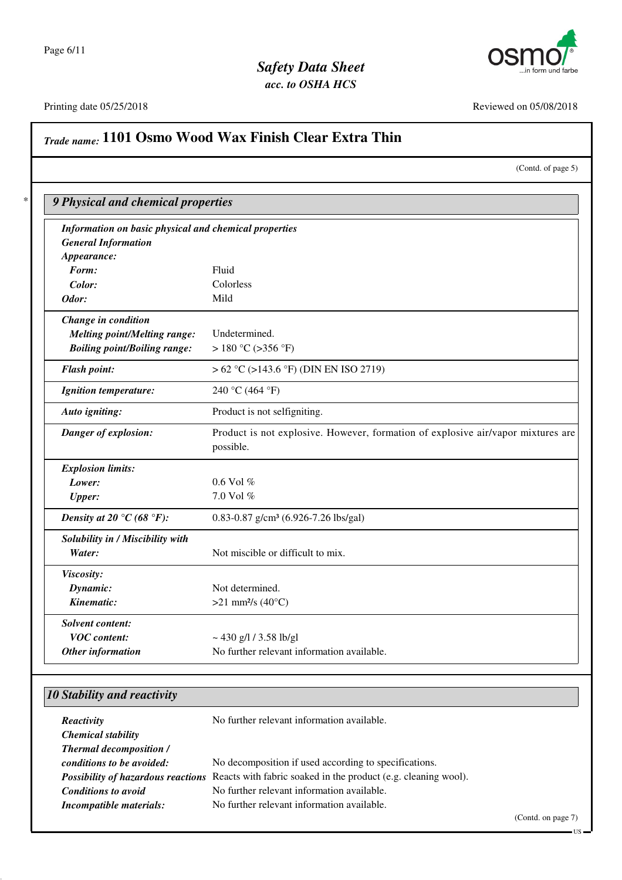## Trade name: 1101 Osmo Wood Wax Finish Clear Extra Thin

(Contd. of page 5)

### 9 Physical and chemical properties

| | |
|---|---|
| ***Information on basic physical and chemical properties*** | |
| ***General Information*** | |
| ***Appearance:*** | |
| ***Form:*** | Fluid |
| ***Color:*** | Colorless |
| ***Odor:*** | Mild |
| ***Change in condition*** | |
| ***Melting point/Melting range:*** | Undetermined. |
| ***Boiling point/Boiling range:*** | > 180 °C (>356 °F) |
| ***Flash point:*** | > 62 °C (>143.6 °F) (DIN EN ISO 2719) |
| ***Ignition temperature:*** | 240 °C (464 °F) |
| ***Auto igniting:*** | Product is not selfigniting. |
| ***Danger of explosion:*** | Product is not explosive. However, formation of explosive air/vapor mixtures are possible. |
| ***Explosion limits:*** | |
| ***Lower:*** | 0.6 Vol % |
| ***Upper:*** | 7.0 Vol % |
| ***Density at 20 °C (68 °F):*** | 0.83-0.87 g/cm³ (6.926-7.26 lbs/gal) |
| ***Solubility in / Miscibility with*** | |
| ***Water:*** | Not miscible or difficult to mix. |
| ***Viscosity:*** | |
| ***Dynamic:*** | Not determined. |
| ***Kinematic:*** | >21 mm²/s (40°C) |
| ***Solvent content:*** | |
| ***VOC content:*** | ~ 430 g/l / 3.58 lb/gl |
| ***Other information*** | No further relevant information available. |

### 10 Stability and reactivity

| | |
|---|---|
| ***Reactivity*** | No further relevant information available. |
| ***Chemical stability*** | |
| ***Thermal decomposition / conditions to be avoided:*** | No decomposition if used according to specifications. |
| ***Possibility of hazardous reactions*** | Reacts with fabric soaked in the product (e.g. cleaning wool). |
| ***Conditions to avoid*** | No further relevant information available. |
| ***Incompatible materials:*** | No further relevant information available. |

(Contd. on page 7)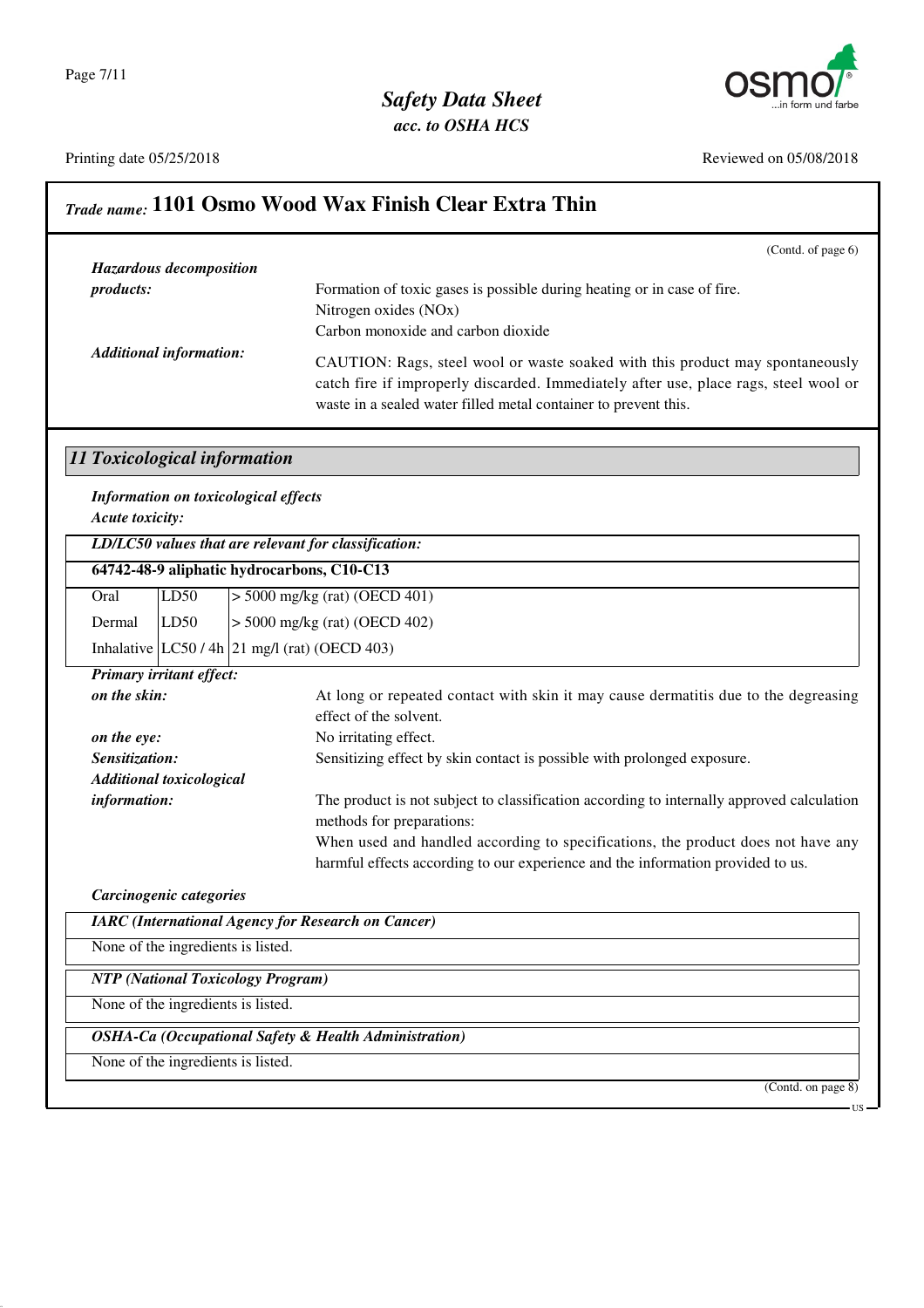## Trade name: 1101 Osmo Wood Wax Finish Clear Extra Thin

(Contd. of page 6)

***Hazardous decomposition products:*** Formation of toxic gases is possible during heating or in case of fire.
Nitrogen oxides (NOx)
Carbon monoxide and carbon dioxide

***Additional information:*** CAUTION: Rags, steel wool or waste soaked with this product may spontaneously catch fire if improperly discarded. Immediately after use, place rags, steel wool or waste in a sealed water filled metal container to prevent this.

## 11 Toxicological information

***Information on toxicological effects***

***Acute toxicity:***

| ***LD/LC50 values that are relevant for classification:*** | | |
|---|---|---|
| **64742-48-9 aliphatic hydrocarbons, C10-C13** | | |
| Oral | LD50 | > 5000 mg/kg (rat) (OECD 401) |
| Dermal | LD50 | > 5000 mg/kg (rat) (OECD 402) |
| Inhalative | LC50 / 4h | 21 mg/l (rat) (OECD 403) |

***Primary irritant effect:***

***on the skin:*** At long or repeated contact with skin it may cause dermatitis due to the degreasing effect of the solvent.

***on the eye:*** No irritating effect.

***Sensitization:*** Sensitizing effect by skin contact is possible with prolonged exposure.

***Additional toxicological information:*** The product is not subject to classification according to internally approved calculation methods for preparations:
When used and handled according to specifications, the product does not have any harmful effects according to our experience and the information provided to us.

***Carcinogenic categories***

| ***IARC (International Agency for Research on Cancer)*** |
|---|
| None of the ingredients is listed. |

| ***NTP (National Toxicology Program)*** |
|---|
| None of the ingredients is listed. |

| ***OSHA-Ca (Occupational Safety & Health Administration)*** |
|---|
| None of the ingredients is listed. |

(Contd. on page 8)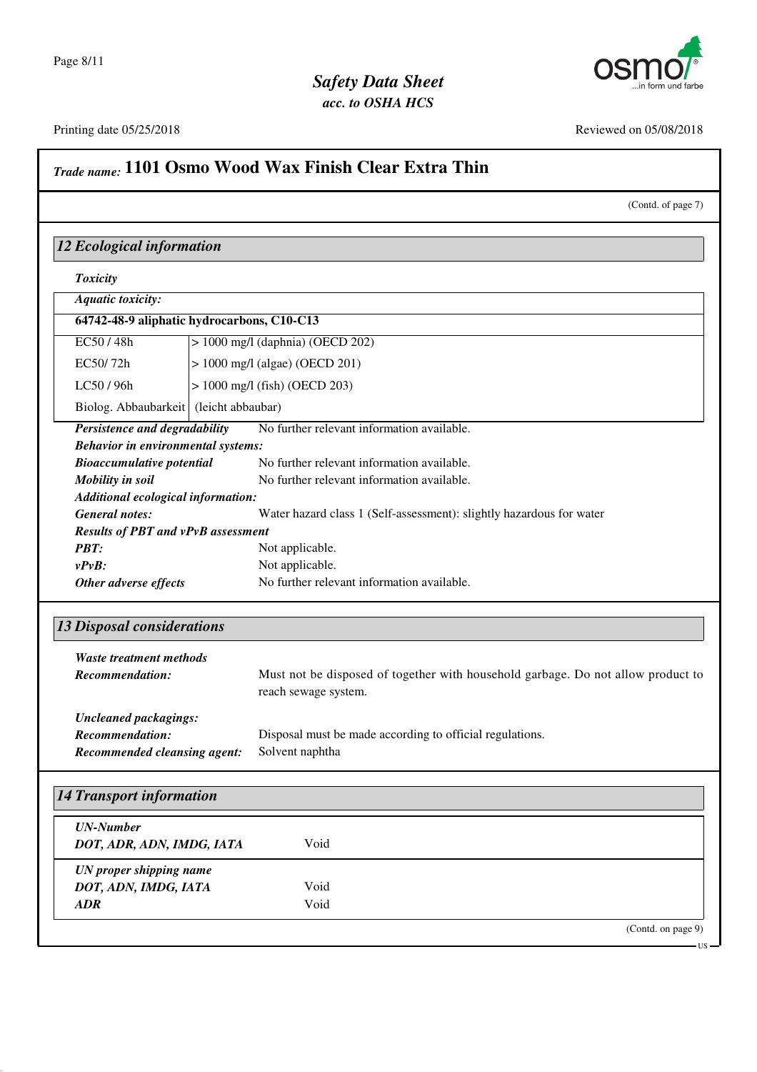## Trade name: 1101 Osmo Wood Wax Finish Clear Extra Thin

(Contd. of page 7)

### 12 Ecological information

***Toxicity***

| ***Aquatic toxicity:*** | |
|---|---|
| **64742-48-9 aliphatic hydrocarbons, C10-C13** | |
| EC50 / 48h | > 1000 mg/l (daphnia) (OECD 202) |
| EC50/ 72h | > 1000 mg/l (algae) (OECD 201) |
| LC50 / 96h | > 1000 mg/l (fish) (OECD 203) |
| Biolog. Abbaubarkeit | (leicht abbaubar) |

***Persistence and degradability*** No further relevant information available.

***Behavior in environmental systems:***

***Bioaccumulative potential*** No further relevant information available.

***Mobility in soil*** No further relevant information available.

***Additional ecological information:***

***General notes:*** Water hazard class 1 (Self-assessment): slightly hazardous for water

***Results of PBT and vPvB assessment***

***PBT:*** Not applicable.

***vPvB:*** Not applicable.

***Other adverse effects*** No further relevant information available.

### 13 Disposal considerations

***Waste treatment methods***

***Recommendation:*** Must not be disposed of together with household garbage. Do not allow product to reach sewage system.

***Uncleaned packagings:***

***Recommendation:*** Disposal must be made according to official regulations.

***Recommended cleansing agent:*** Solvent naphtha

### 14 Transport information

| | |
|---|---|
| ***UN-Number*** | |
| ***DOT, ADR, ADN, IMDG, IATA*** | Void |
| ***UN proper shipping name*** | |
| ***DOT, ADN, IMDG, IATA*** | Void |
| ***ADR*** | Void |

(Contd. on page 9)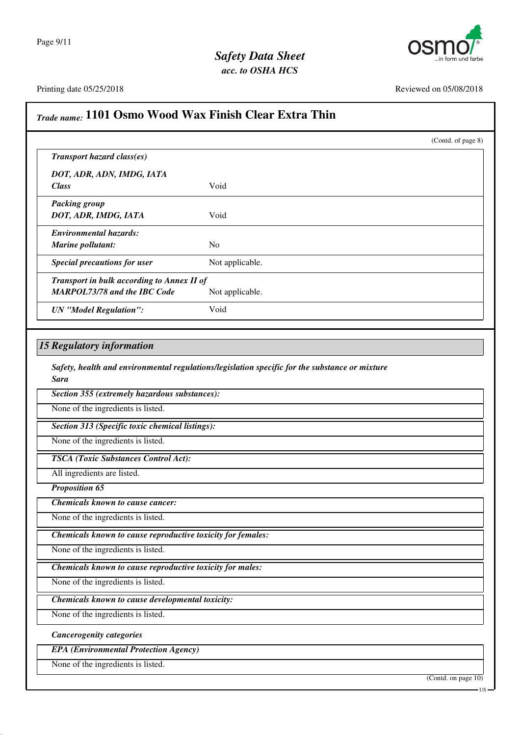**Trade name: 1101 Osmo Wood Wax Finish Clear Extra Thin**

(Contd. of page 8)

| | |
|---|---|
| ***Transport hazard class(es)*** | |
| ***DOT, ADR, ADN, IMDG, IATA*** | |
| ***Class*** | Void |
| ***Packing group*** | |
| ***DOT, ADR, IMDG, IATA*** | Void |
| ***Environmental hazards:*** | |
| ***Marine pollutant:*** | No |
| ***Special precautions for user*** | Not applicable. |
| ***Transport in bulk according to Annex II of MARPOL73/78 and the IBC Code*** | Not applicable. |
| ***UN "Model Regulation":*** | Void |

## *15 Regulatory information*

***Safety, health and environmental regulations/legislation specific for the substance or mixture***

***Sara***

***Section 355 (extremely hazardous substances):***

None of the ingredients is listed.

***Section 313 (Specific toxic chemical listings):***

None of the ingredients is listed.

***TSCA (Toxic Substances Control Act):***

All ingredients are listed.

***Proposition 65***

***Chemicals known to cause cancer:***

None of the ingredients is listed.

***Chemicals known to cause reproductive toxicity for females:***

None of the ingredients is listed.

***Chemicals known to cause reproductive toxicity for males:***

None of the ingredients is listed.

***Chemicals known to cause developmental toxicity:***

None of the ingredients is listed.

***Cancerogenity categories***

***EPA (Environmental Protection Agency)***

None of the ingredients is listed.

(Contd. on page 10)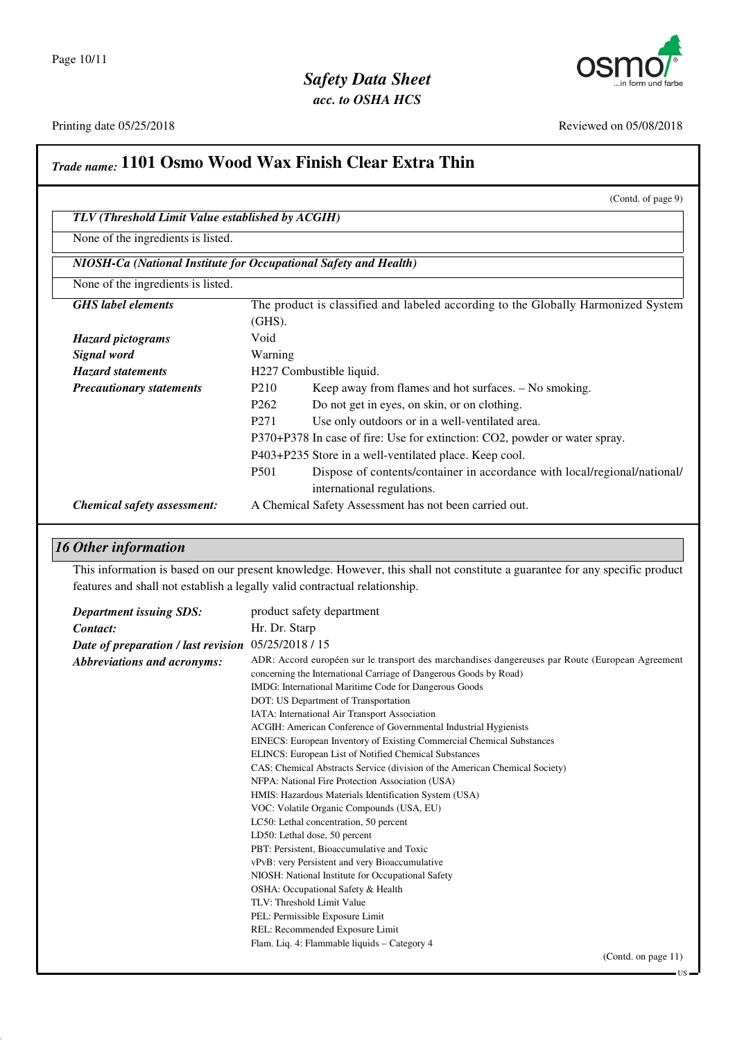## Trade name: 1101 Osmo Wood Wax Finish Clear Extra Thin

(Contd. of page 9)

**TLV (Threshold Limit Value established by ACGIH)**

None of the ingredients is listed.

**NIOSH-Ca (National Institute for Occupational Safety and Health)**

None of the ingredients is listed.

**GHS label elements** The product is classified and labeled according to the Globally Harmonized System (GHS).

**Hazard pictograms** Void

**Signal word** Warning

**Hazard statements** H227 Combustible liquid.

**Precautionary statements**

- P210 Keep away from flames and hot surfaces. – No smoking.
- P262 Do not get in eyes, on skin, or on clothing.
- P271 Use only outdoors or in a well-ventilated area.
- P370+P378 In case of fire: Use for extinction: $CO_2$, powder or water spray.
- P403+P235 Store in a well-ventilated place. Keep cool.
- P501 Dispose of contents/container in accordance with local/regional/national/international regulations.

**Chemical safety assessment:** A Chemical Safety Assessment has not been carried out.

## 16 Other information

This information is based on our present knowledge. However, this shall not constitute a guarantee for any specific product features and shall not establish a legally valid contractual relationship.

**Department issuing SDS:** product safety department

**Contact:** Hr. Dr. Starp

**Date of preparation / last revision** 05/25/2018 / 15

**Abbreviations and acronyms:**

ADR: Accord européen sur le transport des marchandises dangereuses par Route (European Agreement concerning the International Carriage of Dangerous Goods by Road)
IMDG: International Maritime Code for Dangerous Goods
DOT: US Department of Transportation
IATA: International Air Transport Association
ACGIH: American Conference of Governmental Industrial Hygienists
EINECS: European Inventory of Existing Commercial Chemical Substances
ELINCS: European List of Notified Chemical Substances
CAS: Chemical Abstracts Service (division of the American Chemical Society)
NFPA: National Fire Protection Association (USA)
HMIS: Hazardous Materials Identification System (USA)
VOC: Volatile Organic Compounds (USA, EU)
LC50: Lethal concentration, 50 percent
LD50: Lethal dose, 50 percent
PBT: Persistent, Bioaccumulative and Toxic
vPvB: very Persistent and very Bioaccumulative
NIOSH: National Institute for Occupational Safety
OSHA: Occupational Safety & Health
TLV: Threshold Limit Value
PEL: Permissible Exposure Limit
REL: Recommended Exposure Limit
Flam. Liq. 4: Flammable liquids – Category 4

(Contd. on page 11)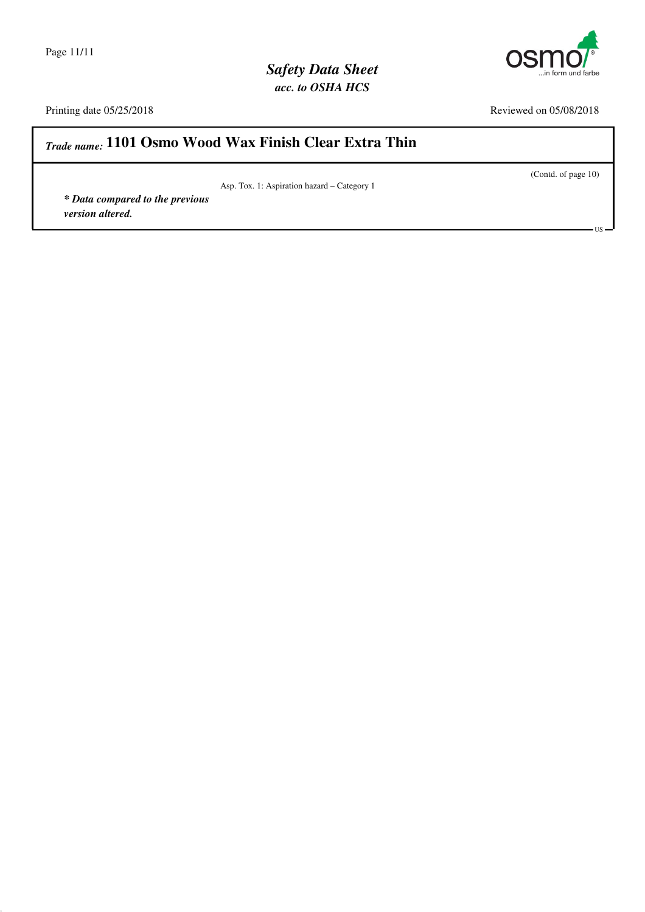(Contd. of page 10)

Asp. Tox. 1: Aspiration hazard – Category 1

***\* Data compared to the previous version altered.***